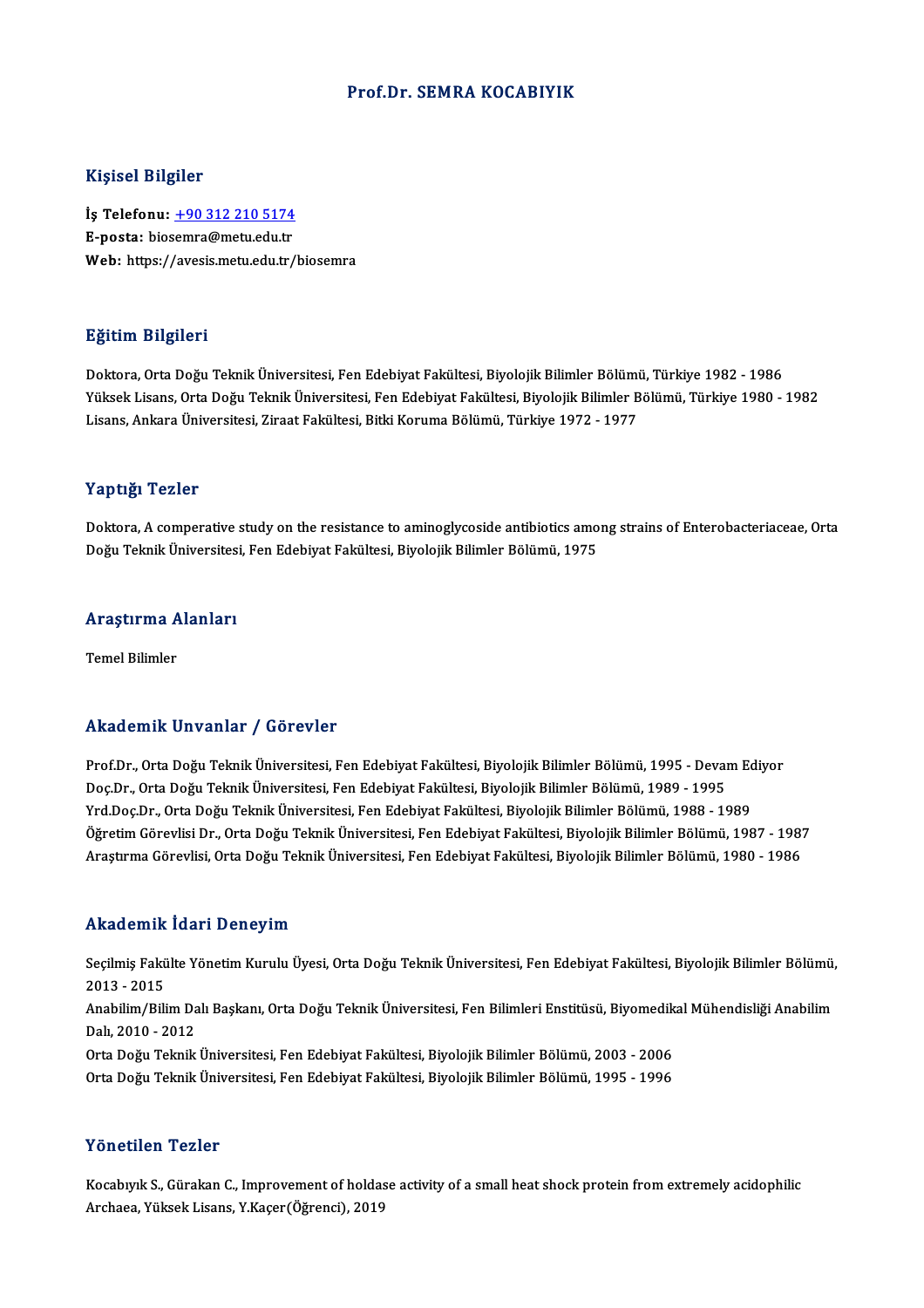# Prof.Dr. SEMRA KOCABIYIK

## Kişisel Bilgiler

**İş Telefonu:** +90 312 210 5174
**E-posta:** biosemra@metu.edu.tr
**Web:** https://avesis.metu.edu.tr/biosemra

## Eğitim Bilgileri

Doktora, Orta Doğu Teknik Üniversitesi, Fen Edebiyat Fakültesi, Biyolojik Bilimler Bölümü, Türkiye 1982 - 1986
Yüksek Lisans, Orta Doğu Teknik Üniversitesi, Fen Edebiyat Fakültesi, Biyolojik Bilimler Bölümü, Türkiye 1980 - 1982
Lisans, Ankara Üniversitesi, Ziraat Fakültesi, Bitki Koruma Bölümü, Türkiye 1972 - 1977

## Yaptığı Tezler

Doktora, A comperative study on the resistance to aminoglycoside antibiotics among strains of Enterobacteriaceae, Orta Doğu Teknik Üniversitesi, Fen Edebiyat Fakültesi, Biyolojik Bilimler Bölümü, 1975

## Araştırma Alanları

Temel Bilimler

## Akademik Unvanlar / Görevler

Prof.Dr., Orta Doğu Teknik Üniversitesi, Fen Edebiyat Fakültesi, Biyolojik Bilimler Bölümü, 1995 - Devam Ediyor
Doç.Dr., Orta Doğu Teknik Üniversitesi, Fen Edebiyat Fakültesi, Biyolojik Bilimler Bölümü, 1989 - 1995
Yrd.Doç.Dr., Orta Doğu Teknik Üniversitesi, Fen Edebiyat Fakültesi, Biyolojik Bilimler Bölümü, 1988 - 1989
Öğretim Görevlisi Dr., Orta Doğu Teknik Üniversitesi, Fen Edebiyat Fakültesi, Biyolojik Bilimler Bölümü, 1987 - 1987
Araştırma Görevlisi, Orta Doğu Teknik Üniversitesi, Fen Edebiyat Fakültesi, Biyolojik Bilimler Bölümü, 1980 - 1986

## Akademik İdari Deneyim

Seçilmiş Fakülte Yönetim Kurulu Üyesi, Orta Doğu Teknik Üniversitesi, Fen Edebiyat Fakültesi, Biyolojik Bilimler Bölümü, 2013 - 2015
Anabilim/Bilim Dalı Başkanı, Orta Doğu Teknik Üniversitesi, Fen Bilimleri Enstitüsü, Biyomedikal Mühendisliği Anabilim Dalı, 2010 - 2012
Orta Doğu Teknik Üniversitesi, Fen Edebiyat Fakültesi, Biyolojik Bilimler Bölümü, 2003 - 2006
Orta Doğu Teknik Üniversitesi, Fen Edebiyat Fakültesi, Biyolojik Bilimler Bölümü, 1995 - 1996

## Yönetilen Tezler

Kocabıyık S., Gürakan C., Improvement of holdase activity of a small heat shock protein from extremely acidophilic Archaea, Yüksek Lisans, Y.Kaçer(Öğrenci), 2019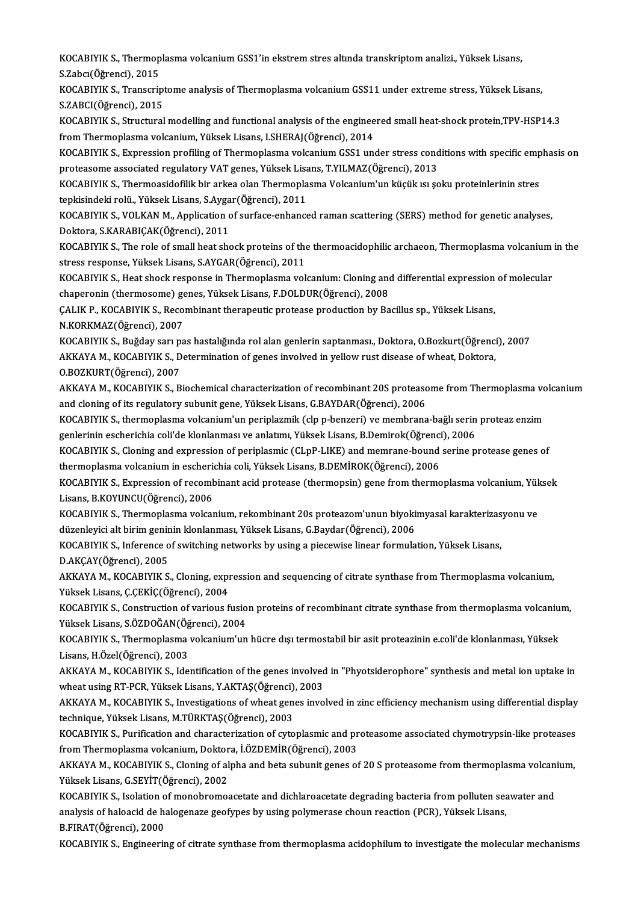KOCABIYIK S., Thermoplasma volcanium GSS1'in ekstrem stres altında transkriptom analizi., Yüksek Lisans, S.Zabcı(Öğrenci), 2015

KOCABIYIK S., Transcriptome analysis of Thermoplasma volcanium GSS11 under extreme stress, Yüksek Lisans, S.ZABCI(Öğrenci), 2015

KOCABIYIK S., Structural modelling and functional analysis of the engineered small heat-shock protein,TPV-HSP14.3 from Thermoplasma volcanium, Yüksek Lisans, I.SHERAJ(Öğrenci), 2014

KOCABIYIK S., Expression profiling of Thermoplasma volcanium GSS1 under stress conditions with specific emphasis on proteasome associated regulatory VAT genes, Yüksek Lisans, T.YILMAZ(Öğrenci), 2013

KOCABIYIK S., Thermoasidofilik bir arkea olan Thermoplasma Volcanium'un küçük ısı şoku proteinlerinin stres tepkisindeki rolü., Yüksek Lisans, S.Aygar(Öğrenci), 2011

KOCABIYIK S., VOLKAN M., Application of surface-enhanced raman scattering (SERS) method for genetic analyses, Doktora, S.KARABIÇAK(Öğrenci), 2011

KOCABIYIK S., The role of small heat shock proteins of the thermoacidophilic archaeon, Thermoplasma volcanium in the stress response, Yüksek Lisans, S.AYGAR(Öğrenci), 2011

KOCABIYIK S., Heat shock response in Thermoplasma volcanium: Cloning and differential expression of molecular chaperonin (thermosome) genes, Yüksek Lisans, F.DOLDUR(Öğrenci), 2008

ÇALIK P., KOCABIYIK S., Recombinant therapeutic protease production by Bacillus sp., Yüksek Lisans, N.KORKMAZ(Öğrenci), 2007

KOCABIYIK S., Buğday sarı pas hastalığında rol alan genlerin saptanması., Doktora, O.Bozkurt(Öğrenci), 2007

AKKAYA M., KOCABIYIK S., Determination of genes involved in yellow rust disease of wheat, Doktora, O.BOZKURT(Öğrenci), 2007

AKKAYA M., KOCABIYIK S., Biochemical characterization of recombinant 20S proteasome from Thermoplasma volcanium and cloning of its regulatory subunit gene, Yüksek Lisans, G.BAYDAR(Öğrenci), 2006

KOCABIYIK S., thermoplasma volcanium'un periplazmik (clp p-benzeri) ve membrana-bağlı serin proteaz enzim genlerinin escherichia coli'de klonlanması ve anlatımı, Yüksek Lisans, B.Demirok(Öğrenci), 2006

KOCABIYIK S., Cloning and expression of periplasmic (CLpP-LIKE) and memrane-bound serine protease genes of thermoplasma volcanium in escherichia coli, Yüksek Lisans, B.DEMİROK(Öğrenci), 2006

KOCABIYIK S., Expression of recombinant acid protease (thermopsin) gene from thermoplasma volcanium, Yüksek Lisans, B.KOYUNCU(Öğrenci), 2006

KOCABIYIK S., Thermoplasma volcanium, rekombinant 20s proteazom'unun biyokimyasal karakterizasyonu ve düzenleyici alt birim geninin klonlanması, Yüksek Lisans, G.Baydar(Öğrenci), 2006

KOCABIYIK S., Inference of switching networks by using a piecewise linear formulation, Yüksek Lisans, D.AKÇAY(Öğrenci), 2005

AKKAYA M., KOCABIYIK S., Cloning, expression and sequencing of citrate synthase from Thermoplasma volcanium, Yüksek Lisans, Ç.ÇEKİÇ(Öğrenci), 2004

KOCABIYIK S., Construction of various fusion proteins of recombinant citrate synthase from thermoplasma volcanium, Yüksek Lisans, S.ÖZDOĞAN(Öğrenci), 2004

KOCABIYIK S., Thermoplasma volcanium'un hücre dışı termostabil bir asit proteazinin e.coli'de klonlanması, Yüksek Lisans, H.Özel(Öğrenci), 2003

AKKAYA M., KOCABIYIK S., Identification of the genes involved in "Phyotsiderophore" synthesis and metal ion uptake in wheat using RT-PCR, Yüksek Lisans, Y.AKTAŞ(Öğrenci), 2003

AKKAYA M., KOCABIYIK S., Investigations of wheat genes involved in zinc efficiency mechanism using differential display technique, Yüksek Lisans, M.TÜRKTAŞ(Öğrenci), 2003

KOCABIYIK S., Purification and characterization of cytoplasmic and proteasome associated chymotrypsin-like proteases from Thermoplasma volcanium, Doktora, İ.ÖZDEMİR(Öğrenci), 2003

AKKAYA M., KOCABIYIK S., Cloning of alpha and beta subunit genes of 20 S proteasome from thermoplasma volcanium, Yüksek Lisans, G.SEYİT(Öğrenci), 2002

KOCABIYIK S., Isolation of monobromoacetate and dichlaroacetate degrading bacteria from polluten seawater and analysis of haloacid de halogenaze geofypes by using polymerase choun reaction (PCR), Yüksek Lisans, B.FIRAT(Öğrenci), 2000

KOCABIYIK S., Engineering of citrate synthase from thermoplasma acidophilum to investigate the molecular mechanisms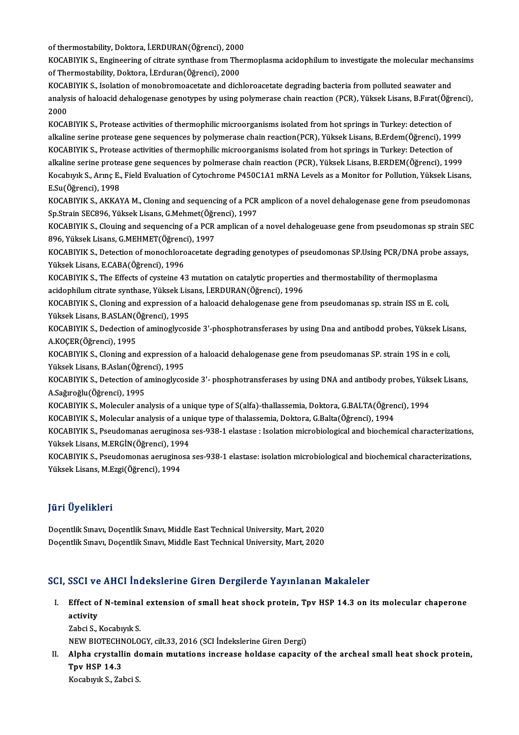of thermostability, Doktora, İ.ERDURAN(Öğrenci), 2000

KOCABIYIK S., Engineering of citrate synthase from Thermoplasma acidophilum to investigate the molecular mechansims of Thermostability, Doktora, İ.Erduran(Öğrenci), 2000

KOCABIYIK S., Isolation of monobromoacetate and dichloroacetate degrading bacteria from polluted seawater and analysis of haloacid dehalogenase genotypes by using polymerase chain reaction (PCR), Yüksek Lisans, B.Fırat(Öğrenci), 2000

KOCABIYIK S., Protease activities of thermophilic microorganisms isolated from hot springs in Turkey: detection of alkaline serine protease gene sequences by polymerase chain reaction(PCR), Yüksek Lisans, B.Erdem(Öğrenci), 1999

KOCABIYIK S., Protease activities of thermophilic microorganisms isolated from hot springs in Turkey: Detection of alkaline serine protease gene sequences by polmerase chain reaction (PCR), Yüksek Lisans, B.ERDEM(Öğrenci), 1999

Kocabıyık S., Arınç E., Field Evaluation of Cytochrome P450C1A1 mRNA Levels as a Monitor for Pollution, Yüksek Lisans, E.Su(Öğrenci), 1998

KOCABIYIK S., AKKAYA M., Cloning and sequencing of a PCR amplicon of a novel dehalogenase gene from pseudomonas Sp.Strain SEC896, Yüksek Lisans, G.Mehmet(Öğrenci), 1997

KOCABIYIK S., Clouing and sequencing of a PCR amplican of a novel dehalogeuase gene from pseudomonas sp strain SEC 896, Yüksek Lisans, G.MEHMET(Öğrenci), 1997

KOCABIYIK S., Detection of monochloroacetate degrading genotypes of pseudomonas SP.Using PCR/DNA probe assays, Yüksek Lisans, E.CABA(Öğrenci), 1996

KOCABIYIK S., The Effects of cysteine 43 mutation on catalytic properties and thermostability of thermoplasma acidophilum citrate synthase, Yüksek Lisans, İ.ERDURAN(Öğrenci), 1996

KOCABIYIK S., Cloning and expression of a haloacid dehalogenase gene from pseudomanas sp. strain ISS ın E. coli, Yüksek Lisans, B.ASLAN(Öğrenci), 1995

KOCABIYIK S., Dedection of aminoglycoside 3'-phosphotransferases by using Dna and antibodd probes, Yüksek Lisans, A.KOÇER(Öğrenci), 1995

KOCABIYIK S., Cloning and expression of a haloacid dehalogenase gene from pseudomanas SP. strain 19S in e coli, Yüksek Lisans, B.Aslan(Öğrenci), 1995

KOCABIYIK S., Detection of aminoglycoside 3'- phosphotransferases by using DNA and antibody probes, Yüksek Lisans, A.Sağıroğlu(Öğrenci), 1995

KOCABIYIK S., Moleculer analysis of a unique type of S(alfa)-thallassemia, Doktora, G.BALTA(Öğrenci), 1994

KOCABIYIK S., Molecular analysis of a unique type of thalassemia, Doktora, G.Balta(Öğrenci), 1994

KOCABIYIK S., Pseudomanas aeruginosa ses-938-1 elastase : Isolation microbiological and biochemical characterizations, Yüksek Lisans, M.ERGİN(Öğrenci), 1994

KOCABIYIK S., Pseudomonas aeruginosa ses-938-1 elastase: isolation microbiological and biochemical characterizations, Yüksek Lisans, M.Ezgi(Öğrenci), 1994

## Jüri Üyelikleri

Doçentlik Sınavı, Doçentlik Sınavı, Middle East Technical University, Mart, 2020

Doçentlik Sınavı, Doçentlik Sınavı, Middle East Technical University, Mart, 2020

## SCI, SSCI ve AHCI İndekslerine Giren Dergilerde Yayınlanan Makaleler

I. **Effect of N-teminal extension of small heat shock protein, Tpv HSP 14.3 on its molecular chaperone activity**
   Zabci S., Kocabıyık S.
   NEW BIOTECHNOLOGY, cilt.33, 2016 (SCI İndekslerine Giren Dergi)

II. **Alpha crystallin domain mutations increase holdase capacity of the archeal small heat shock protein, Tpv HSP 14.3**
   Kocabıyık S., Zabci S.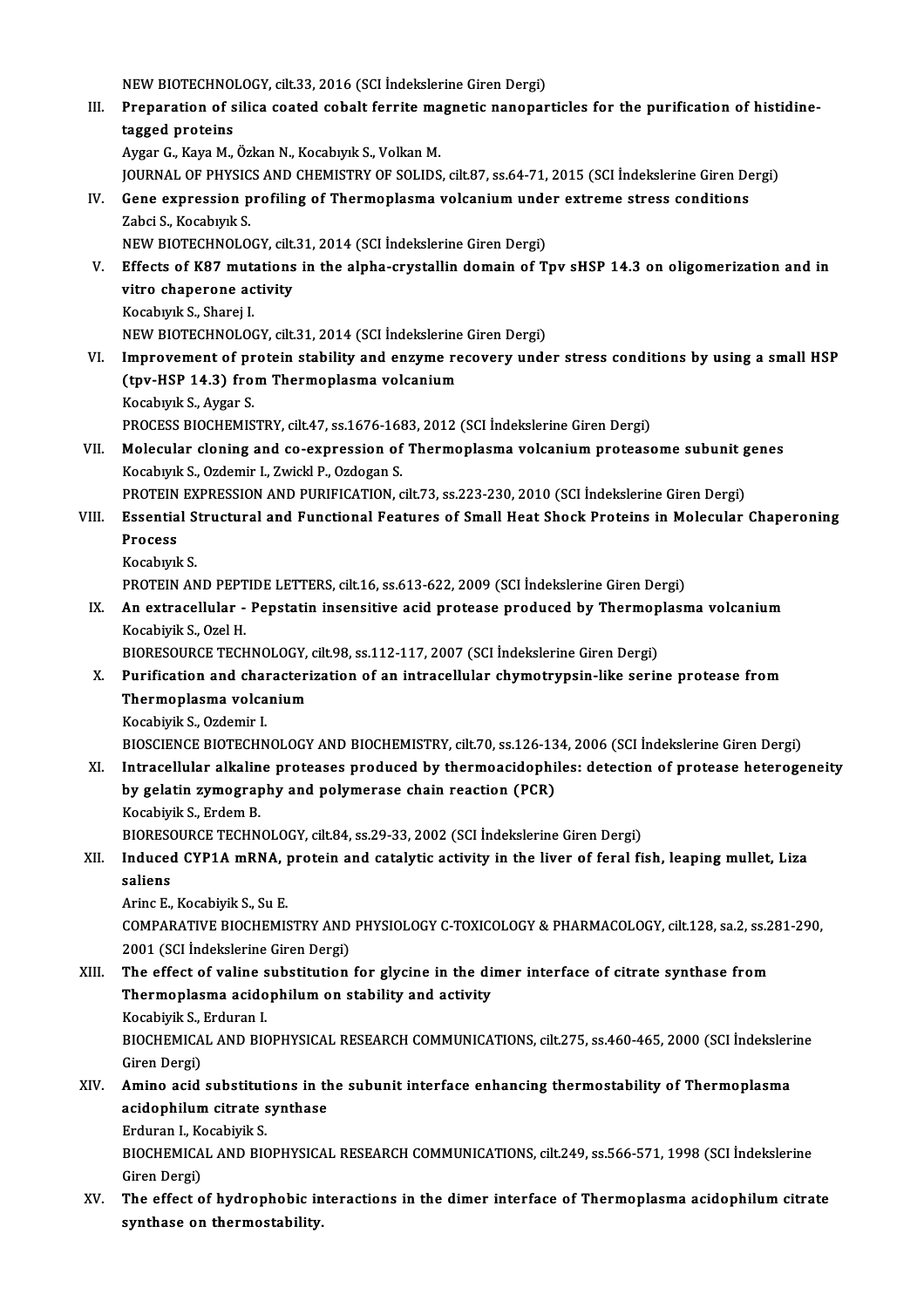NEW BIOTECHNOLOGY, cilt.33, 2016 (SCI İndekslerine Giren Dergi)

III. **Preparation of silica coated cobalt ferrite magnetic nanoparticles for the purification of histidine-tagged proteins**
Aygar G., Kaya M., Özkan N., Kocabıyık S., Volkan M.
JOURNAL OF PHYSICS AND CHEMISTRY OF SOLIDS, cilt.87, ss.64-71, 2015 (SCI İndekslerine Giren Dergi)

IV. **Gene expression profiling of Thermoplasma volcanium under extreme stress conditions**
Zabci S., Kocabıyık S.
NEW BIOTECHNOLOGY, cilt.31, 2014 (SCI İndekslerine Giren Dergi)

V. **Effects of K87 mutations in the alpha-crystallin domain of Tpv sHSP 14.3 on oligomerization and in vitro chaperone activity**
Kocabıyık S., Sharej I.
NEW BIOTECHNOLOGY, cilt.31, 2014 (SCI İndekslerine Giren Dergi)

VI. **Improvement of protein stability and enzyme recovery under stress conditions by using a small HSP (tpv-HSP 14.3) from Thermoplasma volcanium**
Kocabıyık S., Aygar S.
PROCESS BIOCHEMISTRY, cilt.47, ss.1676-1683, 2012 (SCI İndekslerine Giren Dergi)

VII. **Molecular cloning and co-expression of Thermoplasma volcanium proteasome subunit genes**
Kocabıyık S., Ozdemir I., Zwickl P., Ozdogan S.
PROTEIN EXPRESSION AND PURIFICATION, cilt.73, ss.223-230, 2010 (SCI İndekslerine Giren Dergi)

VIII. **Essential Structural and Functional Features of Small Heat Shock Proteins in Molecular Chaperoning Process**
Kocabıyık S.
PROTEIN AND PEPTIDE LETTERS, cilt.16, ss.613-622, 2009 (SCI İndekslerine Giren Dergi)

IX. **An extracellular - Pepstatin insensitive acid protease produced by Thermoplasma volcanium**
Kocabiyik S., Ozel H.
BIORESOURCE TECHNOLOGY, cilt.98, ss.112-117, 2007 (SCI İndekslerine Giren Dergi)

X. **Purification and characterization of an intracellular chymotrypsin-like serine protease from Thermoplasma volcanium**
Kocabiyik S., Ozdemir I.
BIOSCIENCE BIOTECHNOLOGY AND BIOCHEMISTRY, cilt.70, ss.126-134, 2006 (SCI İndekslerine Giren Dergi)

XI. **Intracellular alkaline proteases produced by thermoacidophiles: detection of protease heterogeneity by gelatin zymography and polymerase chain reaction (PCR)**
Kocabiyik S., Erdem B.
BIORESOURCE TECHNOLOGY, cilt.84, ss.29-33, 2002 (SCI İndekslerine Giren Dergi)

XII. **Induced CYP1A mRNA, protein and catalytic activity in the liver of feral fish, leaping mullet, Liza saliens**
Arinc E., Kocabiyik S., Su E.
COMPARATIVE BIOCHEMISTRY AND PHYSIOLOGY C-TOXICOLOGY & PHARMACOLOGY, cilt.128, sa.2, ss.281-290, 2001 (SCI İndekslerine Giren Dergi)

XIII. **The effect of valine substitution for glycine in the dimer interface of citrate synthase from Thermoplasma acidophilum on stability and activity**
Kocabiyik S., Erduran I.
BIOCHEMICAL AND BIOPHYSICAL RESEARCH COMMUNICATIONS, cilt.275, ss.460-465, 2000 (SCI İndekslerine Giren Dergi)

XIV. **Amino acid substitutions in the subunit interface enhancing thermostability of Thermoplasma acidophilum citrate synthase**
Erduran I., Kocabiyik S.
BIOCHEMICAL AND BIOPHYSICAL RESEARCH COMMUNICATIONS, cilt.249, ss.566-571, 1998 (SCI İndekslerine Giren Dergi)

XV. **The effect of hydrophobic interactions in the dimer interface of Thermoplasma acidophilum citrate synthase on thermostability.**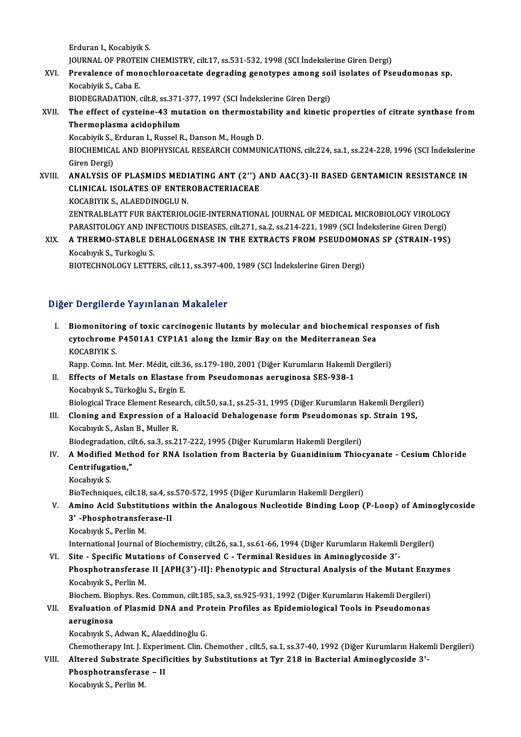Erduran I., Kocabiyik S.
JOURNAL OF PROTEIN CHEMISTRY, cilt.17, ss.531-532, 1998 (SCI İndekslerine Giren Dergi)

XVI. **Prevalence of monochloroacetate degrading genotypes among soil isolates of Pseudomonas sp.**
Kocabiyik S., Caba E.
BIODEGRADATION, cilt.8, ss.371-377, 1997 (SCI İndekslerine Giren Dergi)

XVII. **The effect of cysteine-43 mutation on thermostability and kinetic properties of citrate synthase from Thermoplasma acidophilum**
Kocabiyik S., Erduran I., Russel R., Danson M., Hough D.
BIOCHEMICAL AND BIOPHYSICAL RESEARCH COMMUNICATIONS, cilt.224, sa.1, ss.224-228, 1996 (SCI İndekslerine Giren Dergi)

XVIII. **ANALYSIS OF PLASMIDS MEDIATING ANT (2'') AND AAC(3)-II BASED GENTAMICIN RESISTANCE IN CLINICAL ISOLATES OF ENTEROBACTERIACEAE**
KOCABIYIK S., ALAEDDINOGLU N.
ZENTRALBLATT FUR BAKTERIOLOGIE-INTERNATIONAL JOURNAL OF MEDICAL MICROBIOLOGY VIROLOGY PARASITOLOGY AND INFECTIOUS DISEASES, cilt.271, sa.2, ss.214-221, 1989 (SCI İndekslerine Giren Dergi)

XIX. **A THERMO-STABLE DEHALOGENASE IN THE EXTRACTS FROM PSEUDOMONAS SP (STRAIN-19S)**
Kocabıyık S., Turkoglu S.
BIOTECHNOLOGY LETTERS, cilt.11, ss.397-400, 1989 (SCI İndekslerine Giren Dergi)

## Diğer Dergilerde Yayınlanan Makaleler

I. **Biomonitoring of toxic carcinogenic llutants by molecular and biochemical responses of fish cytochrome P4501A1 CYP1A1 along the Izmir Bay on the Mediterranean Sea**
KOCABIYIK S.
Rapp. Comn. Int. Mer. Médit, cilt.36, ss.179-180, 2001 (Diğer Kurumların Hakemli Dergileri)

II. **Effects of Metals on Elastase from Pseudomonas aeruginosa SES-938-1**
Kocabıyık S., Türkoğlu S., Ergin E.
Biological Trace Element Research, cilt.50, sa.1, ss.25-31, 1995 (Diğer Kurumların Hakemli Dergileri)

III. **Cloning and Expression of a Haloacid Dehalogenase form Pseudomonas sp. Strain 19S,**
Kocabıyık S., Aslan B., Muller R.
Biodegradation, cilt.6, sa.3, ss.217-222, 1995 (Diğer Kurumların Hakemli Dergileri)

IV. **A Modified Method for RNA Isolation from Bacteria by Guanidinium Thiocyanate - Cesium Chloride Centrifugation,"**
Kocabıyık S.
BioTechniques, cilt.18, sa.4, ss.570-572, 1995 (Diğer Kurumların Hakemli Dergileri)

V. **Amino Acid Substitutions within the Analogous Nucleotide Binding Loop (P-Loop) of Aminoglycoside 3' -Phosphotransferase-II**
Kocabıyık S., Perlin M.
International Journal of Biochemistry, cilt.26, sa.1, ss.61-66, 1994 (Diğer Kurumların Hakemli Dergileri)

VI. **Site - Specific Mutations of Conserved C - Terminal Residues in Aminoglycoside 3'-Phosphotransferase II [APH(3')-II]: Phenotypic and Structural Analysis of the Mutant Enzymes**
Kocabıyık S., Perlin M.
Biochem. Biophys. Res. Commun, cilt.185, sa.3, ss.925-931, 1992 (Diğer Kurumların Hakemli Dergileri)

VII. **Evaluation of Plasmid DNA and Protein Profiles as Epidemiological Tools in Pseudomonas aeruginosa**
Kocabıyık S., Adwan K., Alaeddinoğlu G.
Chemotherapy Int. J. Experiment. Clin. Chemother , cilt.5, sa.1, ss.37-40, 1992 (Diğer Kurumların Hakemli Dergileri)

VIII. **Altered Substrate Specificities by Substitutions at Tyr 218 in Bacterial Aminoglycoside 3'-Phosphotransferase – II**
Kocabıyık S., Perlin M.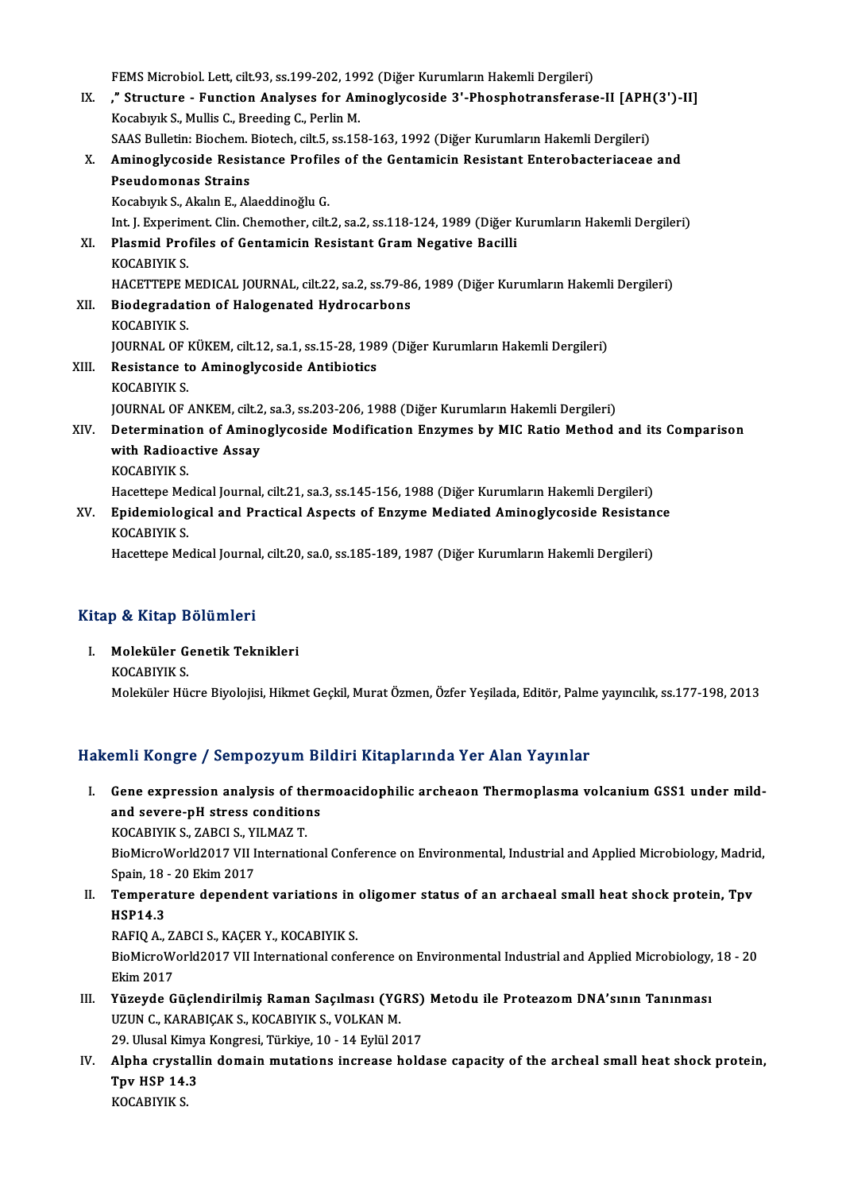FEMS Microbiol. Lett, cilt.93, ss.199-202, 1992 (Diğer Kurumların Hakemli Dergileri)

IX. **," Structure - Function Analyses for Aminoglycoside 3'-Phosphotransferase-II [APH(3')-II]**
Kocabıyık S., Mullis C., Breeding C., Perlin M.
SAAS Bulletin: Biochem. Biotech, cilt.5, ss.158-163, 1992 (Diğer Kurumların Hakemli Dergileri)

X. **Aminoglycoside Resistance Profiles of the Gentamicin Resistant Enterobacteriaceae and Pseudomonas Strains**
Kocabıyık S., Akalın E., Alaeddinoğlu G.
Int. J. Experiment. Clin. Chemother, cilt.2, sa.2, ss.118-124, 1989 (Diğer Kurumların Hakemli Dergileri)

XI. **Plasmid Profiles of Gentamicin Resistant Gram Negative Bacilli**
KOCABIYIK S.
HACETTEPE MEDICAL JOURNAL, cilt.22, sa.2, ss.79-86, 1989 (Diğer Kurumların Hakemli Dergileri)

XII. **Biodegradation of Halogenated Hydrocarbons**
KOCABIYIK S.
JOURNAL OF KÜKEM, cilt.12, sa.1, ss.15-28, 1989 (Diğer Kurumların Hakemli Dergileri)

XIII. **Resistance to Aminoglycoside Antibiotics**
KOCABIYIK S.
JOURNAL OF ANKEM, cilt.2, sa.3, ss.203-206, 1988 (Diğer Kurumların Hakemli Dergileri)

XIV. **Determination of Aminoglycoside Modification Enzymes by MIC Ratio Method and its Comparison with Radioactive Assay**
KOCABIYIK S.
Hacettepe Medical Journal, cilt.21, sa.3, ss.145-156, 1988 (Diğer Kurumların Hakemli Dergileri)

XV. **Epidemiological and Practical Aspects of Enzyme Mediated Aminoglycoside Resistance**
KOCABIYIK S.
Hacettepe Medical Journal, cilt.20, sa.0, ss.185-189, 1987 (Diğer Kurumların Hakemli Dergileri)

## Kitap & Kitap Bölümleri

I. **Moleküler Genetik Teknikleri**
KOCABIYIK S.
Moleküler Hücre Biyolojisi, Hikmet Geçkil, Murat Özmen, Özfer Yeşilada, Editör, Palme yayıncılık, ss.177-198, 2013

## Hakemli Kongre / Sempozyum Bildiri Kitaplarında Yer Alan Yayınlar

I. **Gene expression analysis of thermoacidophilic archeaon Thermoplasma volcanium GSS1 under mild- and severe-pH stress conditions**
KOCABIYIK S., ZABCI S., YILMAZ T.
BioMicroWorld2017 VII International Conference on Environmental, Industrial and Applied Microbiology, Madrid, Spain, 18 - 20 Ekim 2017

II. **Temperature dependent variations in oligomer status of an archaeal small heat shock protein, Tpv HSP14.3**
RAFIQ A., ZABCI S., KAÇER Y., KOCABIYIK S.
BioMicroWorld2017 VII International conference on Environmental Industrial and Applied Microbiology, 18 - 20 Ekim 2017

III. **Yüzeyde Güçlendirilmiş Raman Saçılması (YGRS) Metodu ile Proteazom DNA'sının Tanınması**
UZUN C., KARABIÇAK S., KOCABIYIK S., VOLKAN M.
29. Ulusal Kimya Kongresi, Türkiye, 10 - 14 Eylül 2017

IV. **Alpha crystallin domain mutations increase holdase capacity of the archeal small heat shock protein, Tpv HSP 14.3**
KOCABIYIK S.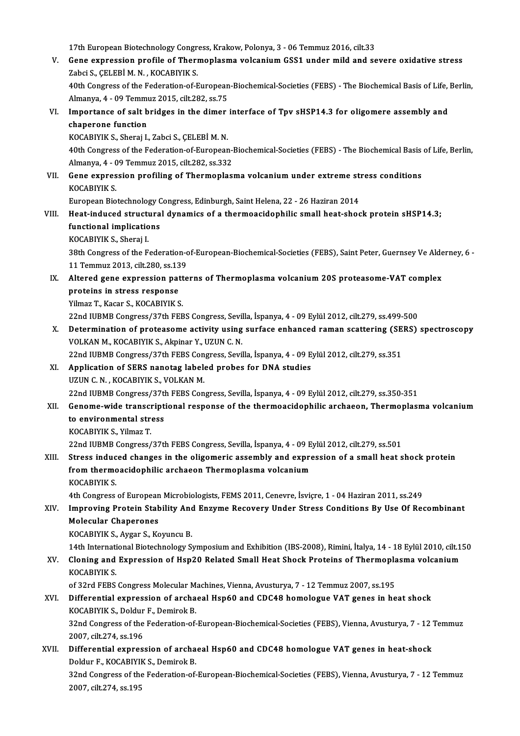17th European Biotechnology Congress, Krakow, Polonya, 3 - 06 Temmuz 2016, cilt.33

V. **Gene expression profile of Thermoplasma volcanium GSS1 under mild and severe oxidative stress**
Zabci S., ÇELEBİ M. N. , KOCABIYIK S.
40th Congress of the Federation-of-European-Biochemical-Societies (FEBS) - The Biochemical Basis of Life, Berlin, Almanya, 4 - 09 Temmuz 2015, cilt.282, ss.75

VI. **Importance of salt bridges in the dimer interface of Tpv sHSP14.3 for oligomere assembly and chaperone function**
KOCABIYIK S., Sheraj I., Zabci S., ÇELEBİ M. N.
40th Congress of the Federation-of-European-Biochemical-Societies (FEBS) - The Biochemical Basis of Life, Berlin, Almanya, 4 - 09 Temmuz 2015, cilt.282, ss.332

VII. **Gene expression profiling of Thermoplasma volcanium under extreme stress conditions**
KOCABIYIK S.
European Biotechnology Congress, Edinburgh, Saint Helena, 22 - 26 Haziran 2014

VIII. **Heat-induced structural dynamics of a thermoacidophilic small heat-shock protein sHSP14.3; functional implications**
KOCABIYIK S., Sheraj I.
38th Congress of the Federation-of-European-Biochemical-Societies (FEBS), Saint Peter, Guernsey Ve Alderney, 6 - 11 Temmuz 2013, cilt.280, ss.139

IX. **Altered gene expression patterns of Thermoplasma volcanium 20S proteasome-VAT complex proteins in stress response**
Yilmaz T., Kacar S., KOCABIYIK S.
22nd IUBMB Congress/37th FEBS Congress, Sevilla, İspanya, 4 - 09 Eylül 2012, cilt.279, ss.499-500

X. **Determination of proteasome activity using surface enhanced raman scattering (SERS) spectroscopy**
VOLKAN M., KOCABIYIK S., Akpinar Y., UZUN C. N.
22nd IUBMB Congress/37th FEBS Congress, Sevilla, İspanya, 4 - 09 Eylül 2012, cilt.279, ss.351

XI. **Application of SERS nanotag labeled probes for DNA studies**
UZUN C. N. , KOCABIYIK S., VOLKAN M.
22nd IUBMB Congress/37th FEBS Congress, Sevilla, İspanya, 4 - 09 Eylül 2012, cilt.279, ss.350-351

XII. **Genome-wide transcriptional response of the thermoacidophilic archaeon, Thermoplasma volcanium to environmental stress**
KOCABIYIK S., Yilmaz T.
22nd IUBMB Congress/37th FEBS Congress, Sevilla, İspanya, 4 - 09 Eylül 2012, cilt.279, ss.501

XIII. **Stress induced changes in the oligomeric assembly and expression of a small heat shock protein from thermoacidophilic archaeon Thermoplasma volcanium**
KOCABIYIK S.
4th Congress of European Microbiologists, FEMS 2011, Cenevre, İsviçre, 1 - 04 Haziran 2011, ss.249

XIV. **Improving Protein Stability And Enzyme Recovery Under Stress Conditions By Use Of Recombinant Molecular Chaperones**
KOCABIYIK S., Aygar S., Koyuncu B.
14th International Biotechnology Symposium and Exhibition (IBS-2008), Rimini, İtalya, 14 - 18 Eylül 2010, cilt.150

XV. **Cloning and Expression of Hsp20 Related Small Heat Shock Proteins of Thermoplasma volcanium**
KOCABIYIK S.
of 32rd FEBS Congress Molecular Machines, Vienna, Avusturya, 7 - 12 Temmuz 2007, ss.195

XVI. **Differential expression of archaeal Hsp60 and CDC48 homologue VAT genes in heat shock**
KOCABIYIK S., Doldur F., Demirok B.
32nd Congress of the Federation-of-European-Biochemical-Societies (FEBS), Vienna, Avusturya, 7 - 12 Temmuz 2007, cilt.274, ss.196

XVII. **Differential expression of archaeal Hsp60 and CDC48 homologue VAT genes in heat-shock**
Doldur F., KOCABIYIK S., Demirok B.
32nd Congress of the Federation-of-European-Biochemical-Societies (FEBS), Vienna, Avusturya, 7 - 12 Temmuz 2007, cilt.274, ss.195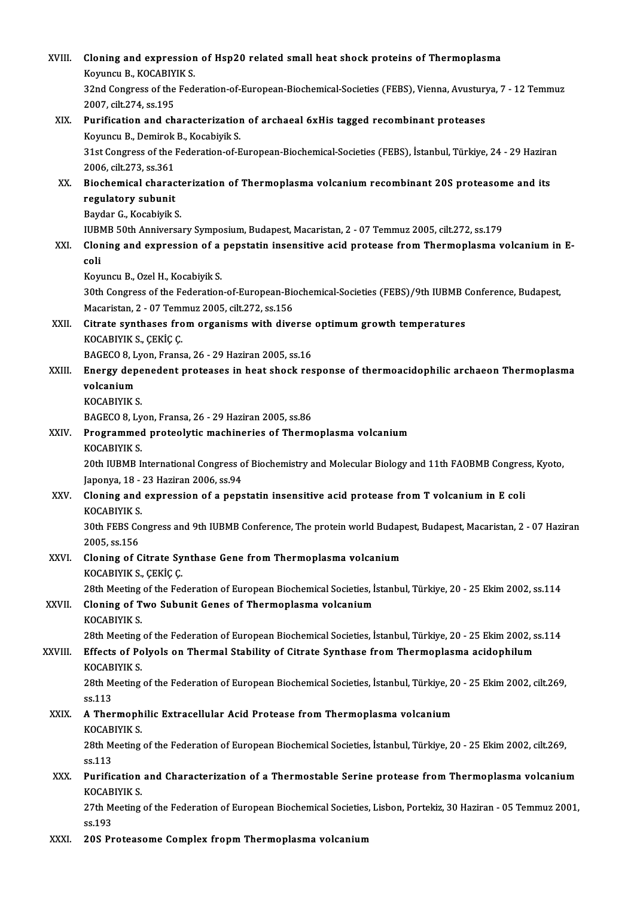XVIII. **Cloning and expression of Hsp20 related small heat shock proteins of Thermoplasma**
Koyuncu B., KOCABIYIK S.
32nd Congress of the Federation-of-European-Biochemical-Societies (FEBS), Vienna, Avusturya, 7 - 12 Temmuz 2007, cilt.274, ss.195

XIX. **Purification and characterization of archaeal 6xHis tagged recombinant proteases**
Koyuncu B., Demirok B., Kocabiyik S.
31st Congress of the Federation-of-European-Biochemical-Societies (FEBS), İstanbul, Türkiye, 24 - 29 Haziran 2006, cilt.273, ss.361

XX. **Biochemical characterization of Thermoplasma volcanium recombinant 20S proteasome and its regulatory subunit**
Baydar G., Kocabiyik S.
IUBMB 50th Anniversary Symposium, Budapest, Macaristan, 2 - 07 Temmuz 2005, cilt.272, ss.179

XXI. **Cloning and expression of a pepstatin insensitive acid protease from Thermoplasma volcanium in E-coli**
Koyuncu B., Ozel H., Kocabiyik S.
30th Congress of the Federation-of-European-Biochemical-Societies (FEBS)/9th IUBMB Conference, Budapest, Macaristan, 2 - 07 Temmuz 2005, cilt.272, ss.156

XXII. **Citrate synthases from organisms with diverse optimum growth temperatures**
KOCABIYIK S., ÇEKİÇ Ç.
BAGECO 8, Lyon, Fransa, 26 - 29 Haziran 2005, ss.16

XXIII. **Energy depenedent proteases in heat shock response of thermoacidophilic archaeon Thermoplasma volcanium**
KOCABIYIK S.
BAGECO 8, Lyon, Fransa, 26 - 29 Haziran 2005, ss.86

XXIV. **Programmed proteolytic machineries of Thermoplasma volcanium**
KOCABIYIK S.
20th IUBMB International Congress of Biochemistry and Molecular Biology and 11th FAOBMB Congress, Kyoto, Japonya, 18 - 23 Haziran 2006, ss.94

XXV. **Cloning and expression of a pepstatin insensitive acid protease from T volcanium in E coli**
KOCABIYIK S.
30th FEBS Congress and 9th IUBMB Conference, The protein world Budapest, Budapest, Macaristan, 2 - 07 Haziran 2005, ss.156

XXVI. **Cloning of Citrate Synthase Gene from Thermoplasma volcanium**
KOCABIYIK S., ÇEKİÇ Ç.
28th Meeting of the Federation of European Biochemical Societies, İstanbul, Türkiye, 20 - 25 Ekim 2002, ss.114

XXVII. **Cloning of Two Subunit Genes of Thermoplasma volcanium**
KOCABIYIK S.
28th Meeting of the Federation of European Biochemical Societies, İstanbul, Türkiye, 20 - 25 Ekim 2002, ss.114

XXVIII. **Effects of Polyols on Thermal Stability of Citrate Synthase from Thermoplasma acidophilum**
KOCABIYIK S.
28th Meeting of the Federation of European Biochemical Societies, İstanbul, Türkiye, 20 - 25 Ekim 2002, cilt.269, ss.113

XXIX. **A Thermophilic Extracellular Acid Protease from Thermoplasma volcanium**
KOCABIYIK S.
28th Meeting of the Federation of European Biochemical Societies, İstanbul, Türkiye, 20 - 25 Ekim 2002, cilt.269, ss.113

XXX. **Purification and Characterization of a Thermostable Serine protease from Thermoplasma volcanium**
KOCABIYIK S.
27th Meeting of the Federation of European Biochemical Societies, Lisbon, Portekiz, 30 Haziran - 05 Temmuz 2001, ss.193

XXXI. **20S Proteasome Complex fropm Thermoplasma volcanium**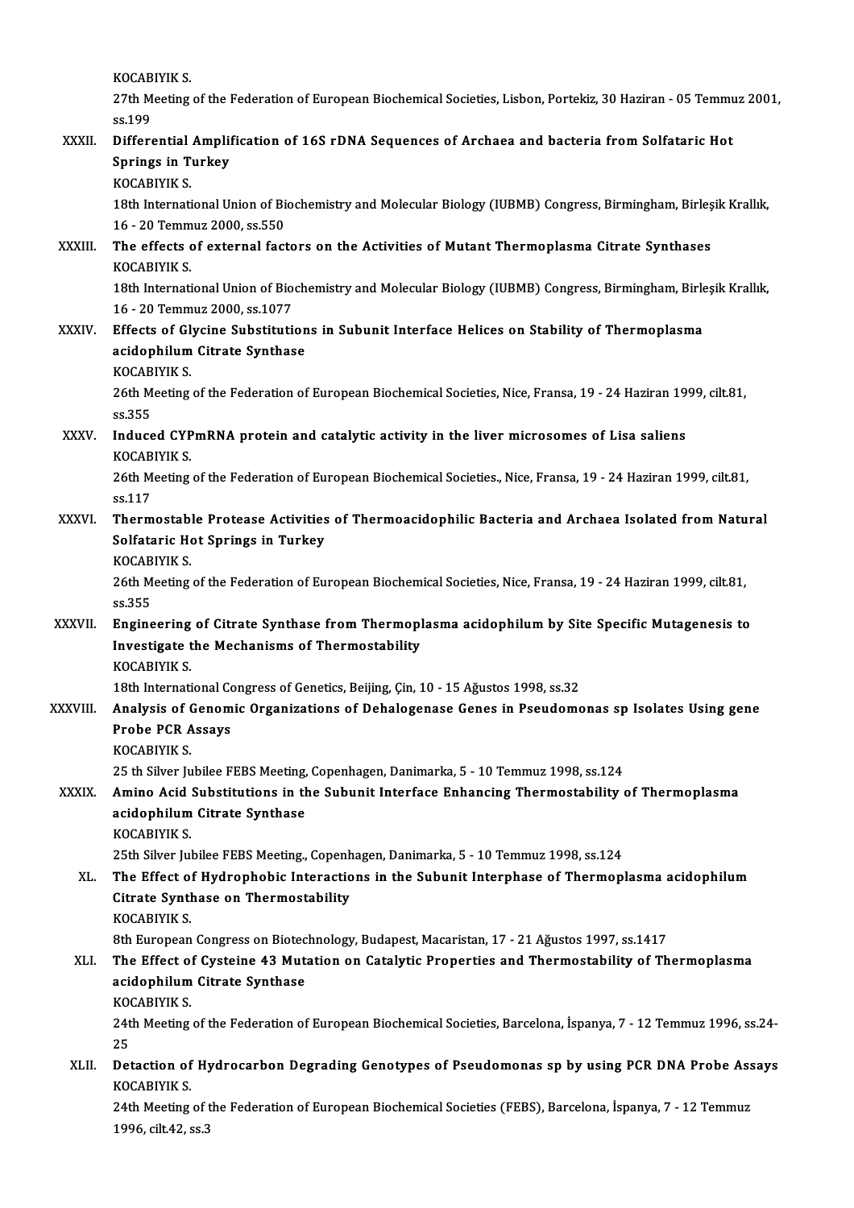KOCABIYIK S.

27th Meeting of the Federation of European Biochemical Societies, Lisbon, Portekiz, 30 Haziran - 05 Temmuz 2001, ss.199

XXXII. **Differential Amplification of 16S rDNA Sequences of Archaea and bacteria from Solfataric Hot Springs in Turkey**
KOCABIYIK S.
18th International Union of Biochemistry and Molecular Biology (IUBMB) Congress, Birmingham, Birleşik Krallık, 16 - 20 Temmuz 2000, ss.550

XXXIII. **The effects of external factors on the Activities of Mutant Thermoplasma Citrate Synthases**
KOCABIYIK S.
18th International Union of Biochemistry and Molecular Biology (IUBMB) Congress, Birmingham, Birleşik Krallık, 16 - 20 Temmuz 2000, ss.1077

XXXIV. **Effects of Glycine Substitutions in Subunit Interface Helices on Stability of Thermoplasma acidophilum Citrate Synthase**
KOCABIYIK S.
26th Meeting of the Federation of European Biochemical Societies, Nice, Fransa, 19 - 24 Haziran 1999, cilt.81, ss.355

XXXV. **Induced CYPmRNA protein and catalytic activity in the liver microsomes of Lisa saliens**
KOCABIYIK S.
26th Meeting of the Federation of European Biochemical Societies., Nice, Fransa, 19 - 24 Haziran 1999, cilt.81, ss.117

XXXVI. **Thermostable Protease Activities of Thermoacidophilic Bacteria and Archaea Isolated from Natural Solfataric Hot Springs in Turkey**
KOCABIYIK S.
26th Meeting of the Federation of European Biochemical Societies, Nice, Fransa, 19 - 24 Haziran 1999, cilt.81, ss.355

XXXVII. **Engineering of Citrate Synthase from Thermoplasma acidophilum by Site Specific Mutagenesis to Investigate the Mechanisms of Thermostability**
KOCABIYIK S.
18th International Congress of Genetics, Beijing, Çin, 10 - 15 Ağustos 1998, ss.32

XXXVIII. **Analysis of Genomic Organizations of Dehalogenase Genes in Pseudomonas sp Isolates Using gene Probe PCR Assays**
KOCABIYIK S.
25 th Silver Jubilee FEBS Meeting, Copenhagen, Danimarka, 5 - 10 Temmuz 1998, ss.124

XXXIX. **Amino Acid Substitutions in the Subunit Interface Enhancing Thermostability of Thermoplasma acidophilum Citrate Synthase**
KOCABIYIK S.
25th Silver Jubilee FEBS Meeting., Copenhagen, Danimarka, 5 - 10 Temmuz 1998, ss.124

XL. **The Effect of Hydrophobic Interactions in the Subunit Interphase of Thermoplasma acidophilum Citrate Synthase on Thermostability**
KOCABIYIK S.
8th European Congress on Biotechnology, Budapest, Macaristan, 17 - 21 Ağustos 1997, ss.1417

XLI. **The Effect of Cysteine 43 Mutation on Catalytic Properties and Thermostability of Thermoplasma acidophilum Citrate Synthase**
KOCABIYIK S.
24th Meeting of the Federation of European Biochemical Societies, Barcelona, İspanya, 7 - 12 Temmuz 1996, ss.24-25

XLII. **Detaction of Hydrocarbon Degrading Genotypes of Pseudomonas sp by using PCR DNA Probe Assays**
KOCABIYIK S.
24th Meeting of the Federation of European Biochemical Societies (FEBS), Barcelona, İspanya, 7 - 12 Temmuz 1996, cilt.42, ss.3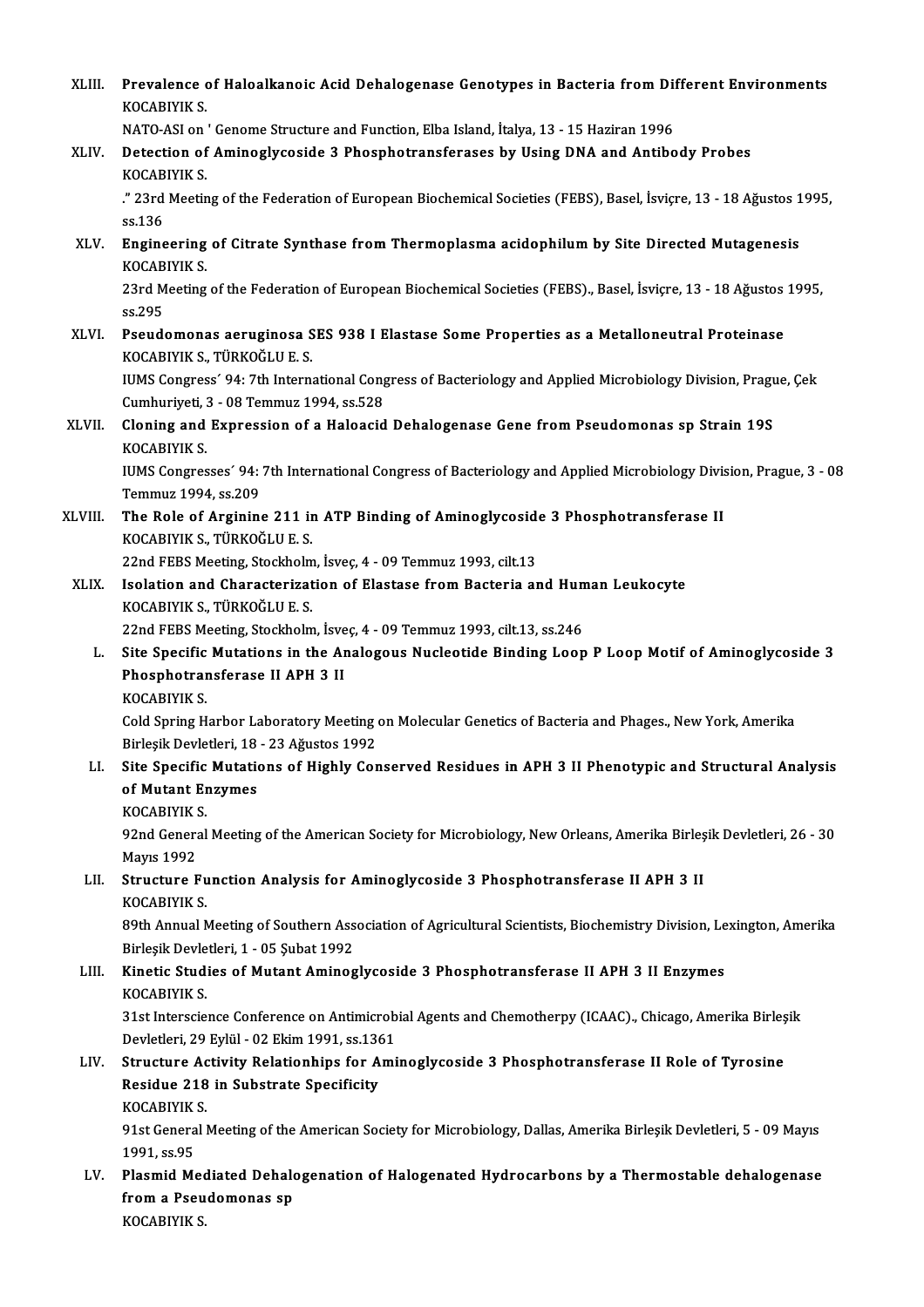XLIII. **Prevalence of Haloalkanoic Acid Dehalogenase Genotypes in Bacteria from Different Environments**
KOCABIYIK S.
NATO-ASI on ' Genome Structure and Function, Elba Island, İtalya, 13 - 15 Haziran 1996

XLIV. **Detection of Aminoglycoside 3 Phosphotransferases by Using DNA and Antibody Probes**
KOCABIYIK S.
." 23rd Meeting of the Federation of European Biochemical Societies (FEBS), Basel, İsviçre, 13 - 18 Ağustos 1995, ss.136

XLV. **Engineering of Citrate Synthase from Thermoplasma acidophilum by Site Directed Mutagenesis**
KOCABIYIK S.
23rd Meeting of the Federation of European Biochemical Societies (FEBS)., Basel, İsviçre, 13 - 18 Ağustos 1995, ss.295

XLVI. **Pseudomonas aeruginosa SES 938 I Elastase Some Properties as a Metalloneutral Proteinase**
KOCABIYIK S., TÜRKOĞLU E. S.
IUMS Congress´ 94: 7th International Congress of Bacteriology and Applied Microbiology Division, Prague, Çek Cumhuriyeti, 3 - 08 Temmuz 1994, ss.528

XLVII. **Cloning and Expression of a Haloacid Dehalogenase Gene from Pseudomonas sp Strain 19S**
KOCABIYIK S.
IUMS Congresses´ 94: 7th International Congress of Bacteriology and Applied Microbiology Division, Prague, 3 - 08 Temmuz 1994, ss.209

XLVIII. **The Role of Arginine 211 in ATP Binding of Aminoglycoside 3 Phosphotransferase II**
KOCABIYIK S., TÜRKOĞLU E. S.
22nd FEBS Meeting, Stockholm, İsveç, 4 - 09 Temmuz 1993, cilt.13

XLIX. **Isolation and Characterization of Elastase from Bacteria and Human Leukocyte**
KOCABIYIK S., TÜRKOĞLU E. S.
22nd FEBS Meeting, Stockholm, İsveç, 4 - 09 Temmuz 1993, cilt.13, ss.246

L. **Site Specific Mutations in the Analogous Nucleotide Binding Loop P Loop Motif of Aminoglycoside 3 Phosphotransferase II APH 3 II**
KOCABIYIK S.
Cold Spring Harbor Laboratory Meeting on Molecular Genetics of Bacteria and Phages., New York, Amerika Birleşik Devletleri, 18 - 23 Ağustos 1992

LI. **Site Specific Mutations of Highly Conserved Residues in APH 3 II Phenotypic and Structural Analysis of Mutant Enzymes**
KOCABIYIK S.
92nd General Meeting of the American Society for Microbiology, New Orleans, Amerika Birleşik Devletleri, 26 - 30 Mayıs 1992

LII. **Structure Function Analysis for Aminoglycoside 3 Phosphotransferase II APH 3 II**
KOCABIYIK S.
89th Annual Meeting of Southern Association of Agricultural Scientists, Biochemistry Division, Lexington, Amerika Birleşik Devletleri, 1 - 05 Şubat 1992

LIII. **Kinetic Studies of Mutant Aminoglycoside 3 Phosphotransferase II APH 3 II Enzymes**
KOCABIYIK S.
31st Interscience Conference on Antimicrobial Agents and Chemotherpy (ICAAC)., Chicago, Amerika Birleşik Devletleri, 29 Eylül - 02 Ekim 1991, ss.1361

LIV. **Structure Activity Relationhips for Aminoglycoside 3 Phosphotransferase II Role of Tyrosine Residue 218 in Substrate Specificity**
KOCABIYIK S.
91st General Meeting of the American Society for Microbiology, Dallas, Amerika Birleşik Devletleri, 5 - 09 Mayıs 1991, ss.95

LV. **Plasmid Mediated Dehalogenation of Halogenated Hydrocarbons by a Thermostable dehalogenase from a Pseudomonas sp**
KOCABIYIK S.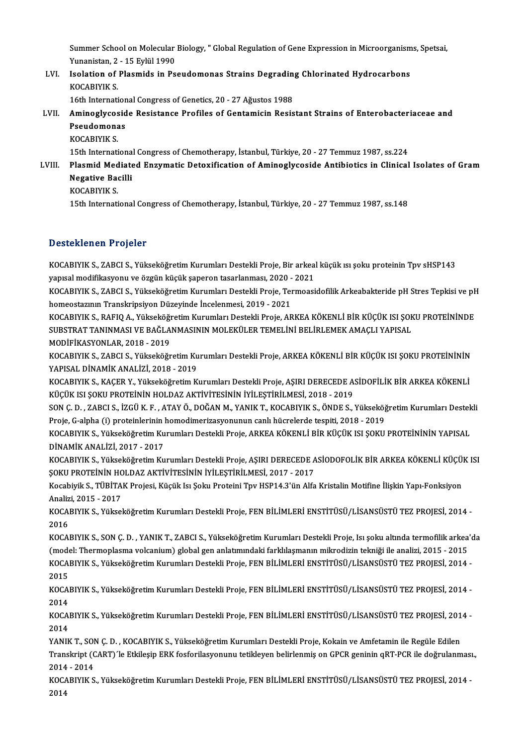Summer School on Molecular Biology, " Global Regulation of Gene Expression in Microorganisms, Spetsai, Yunanistan, 2 - 15 Eylül 1990

LVI. **Isolation of Plasmids in Pseudomonas Strains Degrading Chlorinated Hydrocarbons**
KOCABIYIK S.
16th International Congress of Genetics, 20 - 27 Ağustos 1988

LVII. **Aminoglycoside Resistance Profiles of Gentamicin Resistant Strains of Enterobacteriaceae and Pseudomonas**
KOCABIYIK S.
15th International Congress of Chemotherapy, İstanbul, Türkiye, 20 - 27 Temmuz 1987, ss.224

LVIII. **Plasmid Mediated Enzymatic Detoxification of Aminoglycoside Antibiotics in Clinical Isolates of Gram Negative Bacilli**
KOCABIYIK S.
15th International Congress of Chemotherapy, İstanbul, Türkiye, 20 - 27 Temmuz 1987, ss.148

## Desteklenen Projeler

KOCABIYIK S., ZABCI S., Yükseköğretim Kurumları Destekli Proje, Bir arkeal küçük ısı şoku proteinin Tpv sHSP143 yapısal modifikasyonu ve özgün küçük şaperon tasarlanması, 2020 - 2021

KOCABIYIK S., ZABCI S., Yükseköğretim Kurumları Destekli Proje, Termoasidofilik Arkeabakteride pH Stres Tepkisi ve pH homeostazının Transkripsiyon Düzeyinde İncelenmesi, 2019 - 2021

KOCABIYIK S., RAFIQ A., Yükseköğretim Kurumları Destekli Proje, ARKEA KÖKENLİ BİR KÜÇÜK ISI ŞOKU PROTEİNİNDE SUBSTRAT TANINMASI VE BAĞLANMASININ MOLEKÜLER TEMELİNİ BELİRLEMEK AMAÇLI YAPISAL MODİFİKASYONLAR, 2018 - 2019

KOCABIYIK S., ZABCI S., Yükseköğretim Kurumları Destekli Proje, ARKEA KÖKENLİ BİR KÜÇÜK ISI ŞOKU PROTEİNİNİN YAPISAL DİNAMİK ANALİZİ, 2018 - 2019

KOCABIYIK S., KAÇER Y., Yükseköğretim Kurumları Destekli Proje, AŞIRI DERECEDE ASİDOFİLİK BİR ARKEA KÖKENLİ KÜÇÜK ISI ŞOKU PROTEİNİN HOLDAZ AKTİVİTESİNİN İYİLEŞTİRİLMESİ, 2018 - 2019

SON Ç. D. , ZABCI S., İZGÜ K. F. , ATAY Ö., DOĞAN M., YANIK T., KOCABIYIK S., ÖNDE S., Yükseköğretim Kurumları Destekli Proje, G-alpha (i) proteinlerinin homodimerizasyonunun canlı hücrelerde tespiti, 2018 - 2019

KOCABIYIK S., Yükseköğretim Kurumları Destekli Proje, ARKEA KÖKENLİ BİR KÜÇÜK ISI ŞOKU PROTEİNİNİN YAPISAL DİNAMİK ANALİZİ, 2017 - 2017

KOCABIYIK S., Yükseköğretim Kurumları Destekli Proje, AŞIRI DERECEDE ASİODOFOLİK BİR ARKEA KÖKENLİ KÜÇÜK ISI ŞOKU PROTEİNİN HOLDAZ AKTİVİTESİNİN İYİLEŞTİRİLMESİ, 2017 - 2017

Kocabiyik S., TÜBİTAK Projesi, Küçük Isı Şoku Proteini Tpv HSP14.3'ün Alfa Kristalin Motifine İlişkin Yapı-Fonksiyon Analizi, 2015 - 2017

KOCABIYIK S., Yükseköğretim Kurumları Destekli Proje, FEN BİLİMLERİ ENSTİTÜSÜ/LİSANSÜSTÜ TEZ PROJESİ, 2014 - 2016

KOCABIYIK S., SON Ç. D. , YANIK T., ZABCI S., Yükseköğretim Kurumları Destekli Proje, Isı şoku altında termofilik arkea'da (model: Thermoplasma volcanium) global gen anlatımındaki farklılaşmanın mikrodizin tekniği ile analizi, 2015 - 2015

KOCABIYIK S., Yükseköğretim Kurumları Destekli Proje, FEN BİLİMLERİ ENSTİTÜSÜ/LİSANSÜSTÜ TEZ PROJESİ, 2014 - 2015

KOCABIYIK S., Yükseköğretim Kurumları Destekli Proje, FEN BİLİMLERİ ENSTİTÜSÜ/LİSANSÜSTÜ TEZ PROJESİ, 2014 - 2014

KOCABIYIK S., Yükseköğretim Kurumları Destekli Proje, FEN BİLİMLERİ ENSTİTÜSÜ/LİSANSÜSTÜ TEZ PROJESİ, 2014 - 2014

YANIK T., SON Ç. D. , KOCABIYIK S., Yükseköğretim Kurumları Destekli Proje, Kokain ve Amfetamin ile Regüle Edilen Transkript (CART)´le Etkileşip ERK fosforilasyonunu tetikleyen belirlenmiş on GPCR geninin qRT-PCR ile doğrulanması., 2014 - 2014

KOCABIYIK S., Yükseköğretim Kurumları Destekli Proje, FEN BİLİMLERİ ENSTİTÜSÜ/LİSANSÜSTÜ TEZ PROJESİ, 2014 - 2014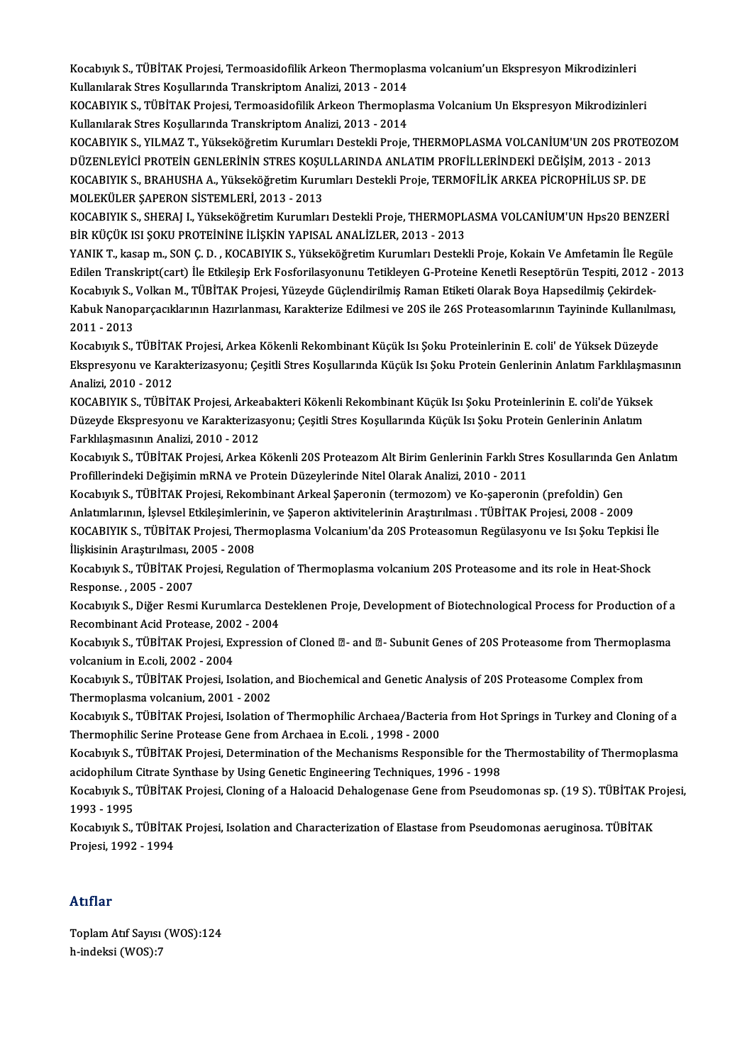Kocabıyık S., TÜBİTAK Projesi, Termoasidofilik Arkeon Thermoplasma volcanium'un Ekspresyon Mikrodizinleri Kullanılarak Stres Koşullarında Transkriptom Analizi, 2013 - 2014

KOCABIYIK S., TÜBİTAK Projesi, Termoasidofilik Arkeon Thermoplasma Volcanium Un Ekspresyon Mikrodizinleri Kullanılarak Stres Koşullarında Transkriptom Analizi, 2013 - 2014

KOCABIYIK S., YILMAZ T., Yükseköğretim Kurumları Destekli Proje, THERMOPLASMA VOLCANİUM'UN 20S PROTEOZOM DÜZENLEYİCİ PROTEİN GENLERİNİN STRES KOŞULLARINDA ANLATIM PROFİLLERİNDEKİ DEĞİŞİM, 2013 - 2013

KOCABIYIK S., BRAHUSHA A., Yükseköğretim Kurumları Destekli Proje, TERMOFİLİK ARKEA PİCROPHİLUS SP. DE MOLEKÜLER ŞAPERON SİSTEMLERİ, 2013 - 2013

KOCABIYIK S., SHERAJ I., Yükseköğretim Kurumları Destekli Proje, THERMOPLASMA VOLCANİUM'UN Hps20 BENZERİ BİR KÜÇÜK ISI ŞOKU PROTEİNİNE İLİŞKİN YAPISAL ANALİZLER, 2013 - 2013

YANIK T., kasap m., SON Ç. D. , KOCABIYIK S., Yükseköğretim Kurumları Destekli Proje, Kokain Ve Amfetamin İle Regüle Edilen Transkript(cart) İle Etkileşip Erk Fosforilasyonunu Tetikleyen G-Proteine Kenetli Reseptörün Tespiti, 2012 - 2013

Kocabıyık S., Volkan M., TÜBİTAK Projesi, Yüzeyde Güçlendirilmiş Raman Etiketi Olarak Boya Hapsedilmiş Çekirdek-Kabuk Nanoparçacıklarının Hazırlanması, Karakterize Edilmesi ve 20S ile 26S Proteasomlarının Tayininde Kullanılması, 2011 - 2013

Kocabıyık S., TÜBİTAK Projesi, Arkea Kökenli Rekombinant Küçük Isı Şoku Proteinlerinin E. coli' de Yüksek Düzeyde Ekspresyonu ve Karakterizasyonu; Çeşitli Stres Koşullarında Küçük Isı Şoku Protein Genlerinin Anlatım Farklılaşmasının Analizi, 2010 - 2012

KOCABIYIK S., TÜBİTAK Projesi, Arkeabakteri Kökenli Rekombinant Küçük Isı Şoku Proteinlerinin E. coli'de Yüksek Düzeyde Ekspresyonu ve Karakterizasyonu; Çeşitli Stres Koşullarında Küçük Isı Şoku Protein Genlerinin Anlatım Farklılaşmasının Analizi, 2010 - 2012

Kocabıyık S., TÜBİTAK Projesi, Arkea Kökenli 20S Proteazom Alt Birim Genlerinin Farklı Stres Kosullarında Gen Anlatım Profillerindeki Değişimin mRNA ve Protein Düzeylerinde Nitel Olarak Analizi, 2010 - 2011

Kocabıyık S., TÜBİTAK Projesi, Rekombinant Arkeal Şaperonin (termozom) ve Ko-şaperonin (prefoldin) Gen Anlatımlarının, İşlevsel Etkileşimlerinin, ve Şaperon aktivitelerinin Araştırılması . TÜBİTAK Projesi, 2008 - 2009

KOCABIYIK S., TÜBİTAK Projesi, Thermoplasma Volcanium'da 20S Proteasomun Regülasyonu ve Isı Şoku Tepkisi İle İlişkisinin Araştırılması, 2005 - 2008

Kocabıyık S., TÜBİTAK Projesi, Regulation of Thermoplasma volcanium 20S Proteasome and its role in Heat-Shock Response. , 2005 - 2007

Kocabıyık S., Diğer Resmi Kurumlarca Desteklenen Proje, Development of Biotechnological Process for Production of a Recombinant Acid Protease, 2002 - 2004

Kocabıyık S., TÜBİTAK Projesi, Expression of Cloned - and - Subunit Genes of 20S Proteasome from Thermoplasma volcanium in E.coli, 2002 - 2004

Kocabıyık S., TÜBİTAK Projesi, Isolation, and Biochemical and Genetic Analysis of 20S Proteasome Complex from Thermoplasma volcanium, 2001 - 2002

Kocabıyık S., TÜBİTAK Projesi, Isolation of Thermophilic Archaea/Bacteria from Hot Springs in Turkey and Cloning of a Thermophilic Serine Protease Gene from Archaea in E.coli. , 1998 - 2000

Kocabıyık S., TÜBİTAK Projesi, Determination of the Mechanisms Responsible for the Thermostability of Thermoplasma acidophilum Citrate Synthase by Using Genetic Engineering Techniques, 1996 - 1998

Kocabıyık S., TÜBİTAK Projesi, Cloning of a Haloacid Dehalogenase Gene from Pseudomonas sp. (19 S). TÜBİTAK Projesi, 1993 - 1995

Kocabıyık S., TÜBİTAK Projesi, Isolation and Characterization of Elastase from Pseudomonas aeruginosa. TÜBİTAK Projesi, 1992 - 1994

## Atıflar

Toplam Atıf Sayısı (WOS):124
h-indeksi (WOS):7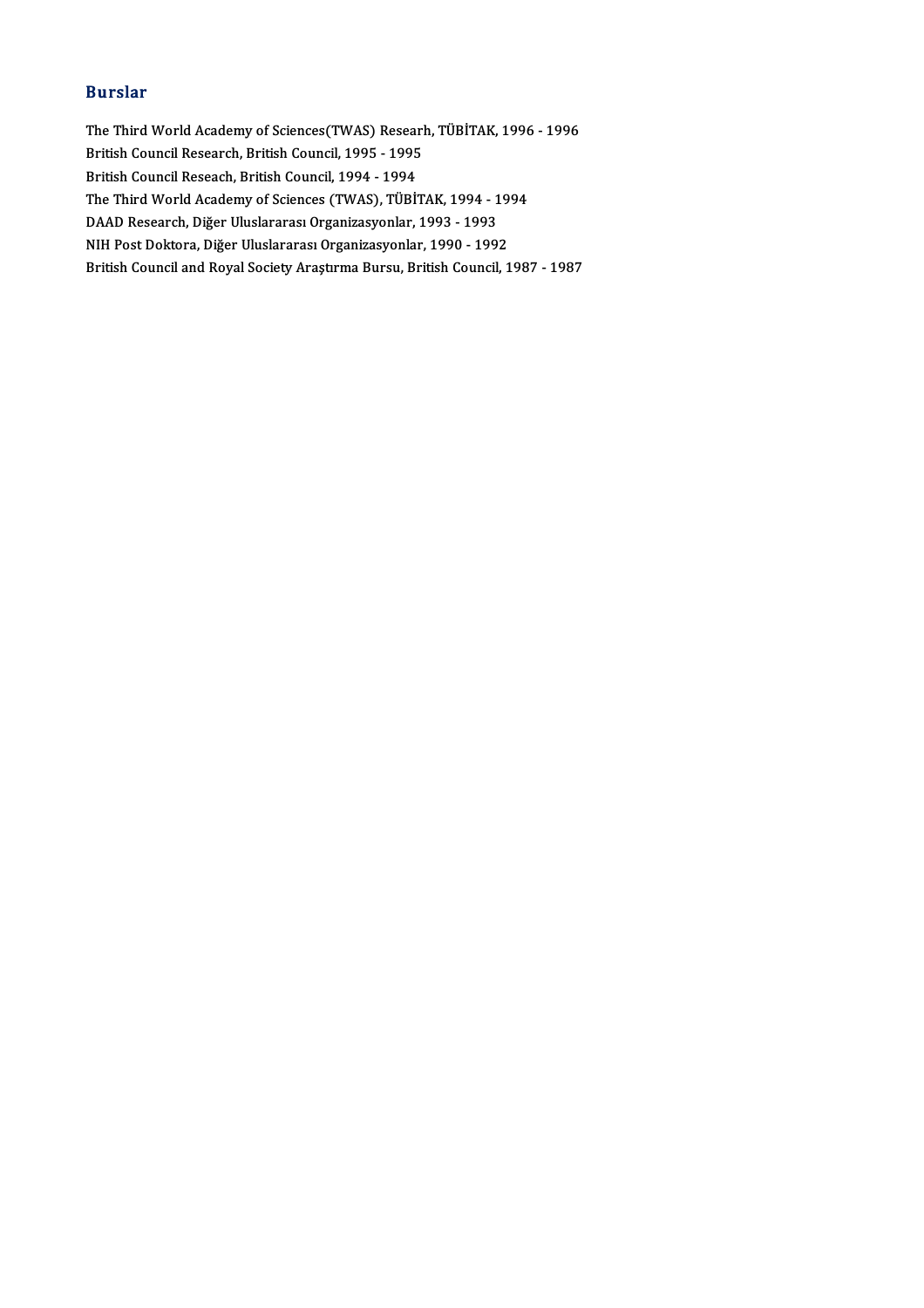## Burslar

The Third World Academy of Sciences(TWAS) Researh, TÜBİTAK, 1996 - 1996
British Council Research, British Council, 1995 - 1995
British Council Reseach, British Council, 1994 - 1994
The Third World Academy of Sciences (TWAS), TÜBİTAK, 1994 - 1994
DAAD Research, Diğer Uluslararası Organizasyonlar, 1993 - 1993
NIH Post Doktora, Diğer Uluslararası Organizasyonlar, 1990 - 1992
British Council and Royal Society Araştırma Bursu, British Council, 1987 - 1987